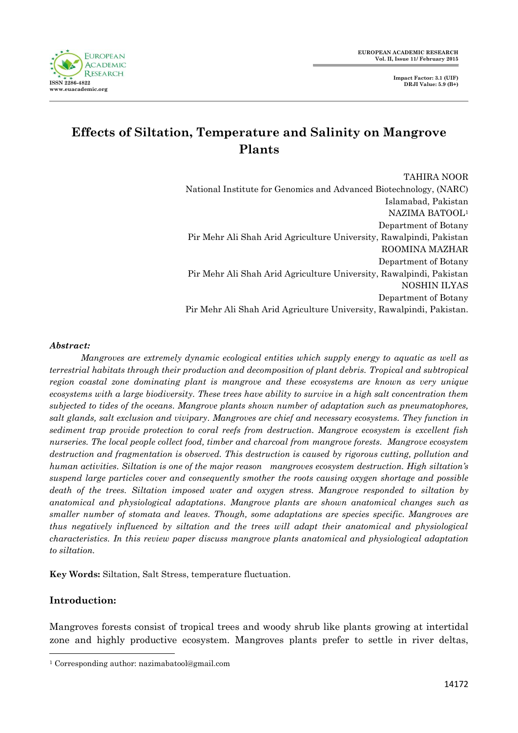# Effects of Siltation, Temperature and Salinity on Mangrove Plants

TAHIRA NOOR
National Institute for Genomics and Advanced Biotechnology, (NARC)
Islamabad, Pakistan

NAZIMA BATOOL[1]
Department of Botany
Pir Mehr Ali Shah Arid Agriculture University, Rawalpindi, Pakistan

ROOMINA MAZHAR
Department of Botany
Pir Mehr Ali Shah Arid Agriculture University, Rawalpindi, Pakistan

NOSHIN ILYAS
Department of Botany
Pir Mehr Ali Shah Arid Agriculture University, Rawalpindi, Pakistan.

***Abstract:***

*Mangroves are extremely dynamic ecological entities which supply energy to aquatic as well as terrestrial habitats through their production and decomposition of plant debris. Tropical and subtropical region coastal zone dominating plant is mangrove and these ecosystems are known as very unique ecosystems with a large biodiversity. These trees have ability to survive in a high salt concentration them subjected to tides of the oceans. Mangrove plants shown number of adaptation such as pneumatophores, salt glands, salt exclusion and vivipary. Mangroves are chief and necessary ecosystems. They function in sediment trap provide protection to coral reefs from destruction. Mangrove ecosystem is excellent fish nurseries. The local people collect food, timber and charcoal from mangrove forests. Mangrove ecosystem destruction and fragmentation is observed. This destruction is caused by rigorous cutting, pollution and human activities. Siltation is one of the major reason mangroves ecosystem destruction. High siltation's suspend large particles cover and consequently smother the roots causing oxygen shortage and possible death of the trees. Siltation imposed water and oxygen stress. Mangrove responded to siltation by anatomical and physiological adaptations. Mangrove plants are shown anatomical changes such as smaller number of stomata and leaves. Though, some adaptations are species specific. Mangroves are thus negatively influenced by siltation and the trees will adapt their anatomical and physiological characteristics. In this review paper discuss mangrove plants anatomical and physiological adaptation to siltation.*

**Key Words:** Siltation, Salt Stress, temperature fluctuation.

## Introduction:

Mangroves forests consist of tropical trees and woody shrub like plants growing at intertidal zone and highly productive ecosystem. Mangroves plants prefer to settle in river deltas,

[1] Corresponding author: nazimabatool@gmail.com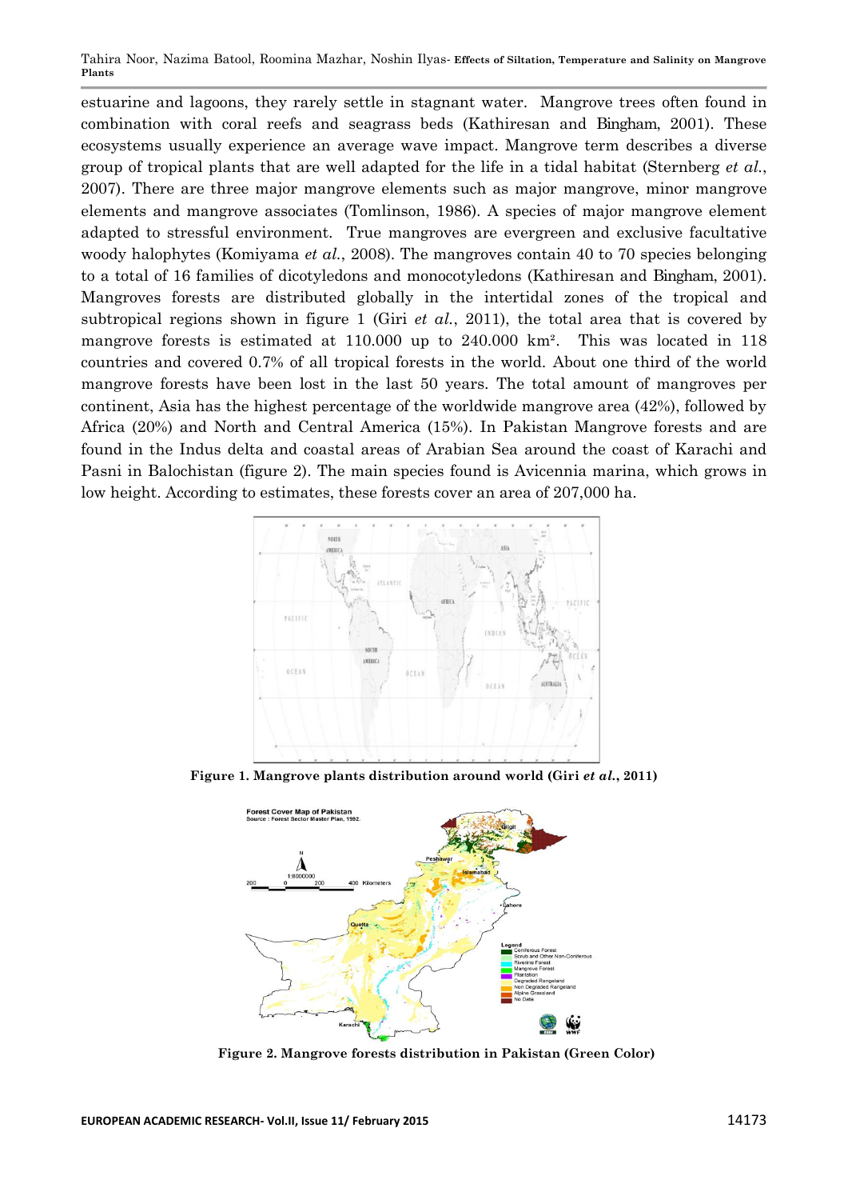estuarine and lagoons, they rarely settle in stagnant water. Mangrove trees often found in combination with coral reefs and seagrass beds (Kathiresan and Bingham, 2001). These ecosystems usually experience an average wave impact. Mangrove term describes a diverse group of tropical plants that are well adapted for the life in a tidal habitat (Sternberg *et al.*, 2007). There are three major mangrove elements such as major mangrove, minor mangrove elements and mangrove associates (Tomlinson, 1986). A species of major mangrove element adapted to stressful environment. True mangroves are evergreen and exclusive facultative woody halophytes (Komiyama *et al.*, 2008). The mangroves contain 40 to 70 species belonging to a total of 16 families of dicotyledons and monocotyledons (Kathiresan and Bingham, 2001). Mangroves forests are distributed globally in the intertidal zones of the tropical and subtropical regions shown in figure 1 (Giri *et al.*, 2011), the total area that is covered by mangrove forests is estimated at 110.000 up to 240.000 km². This was located in 118 countries and covered 0.7% of all tropical forests in the world. About one third of the world mangrove forests have been lost in the last 50 years. The total amount of mangroves per continent, Asia has the highest percentage of the worldwide mangrove area (42%), followed by Africa (20%) and North and Central America (15%). In Pakistan Mangrove forests and are found in the Indus delta and coastal areas of Arabian Sea around the coast of Karachi and Pasni in Balochistan (figure 2). The main species found is Avicennia marina, which grows in low height. According to estimates, these forests cover an area of 207,000 ha.

**Figure 1. Mangrove plants distribution around world (Giri *et al.*, 2011)**

**Figure 2. Mangrove forests distribution in Pakistan (Green Color)**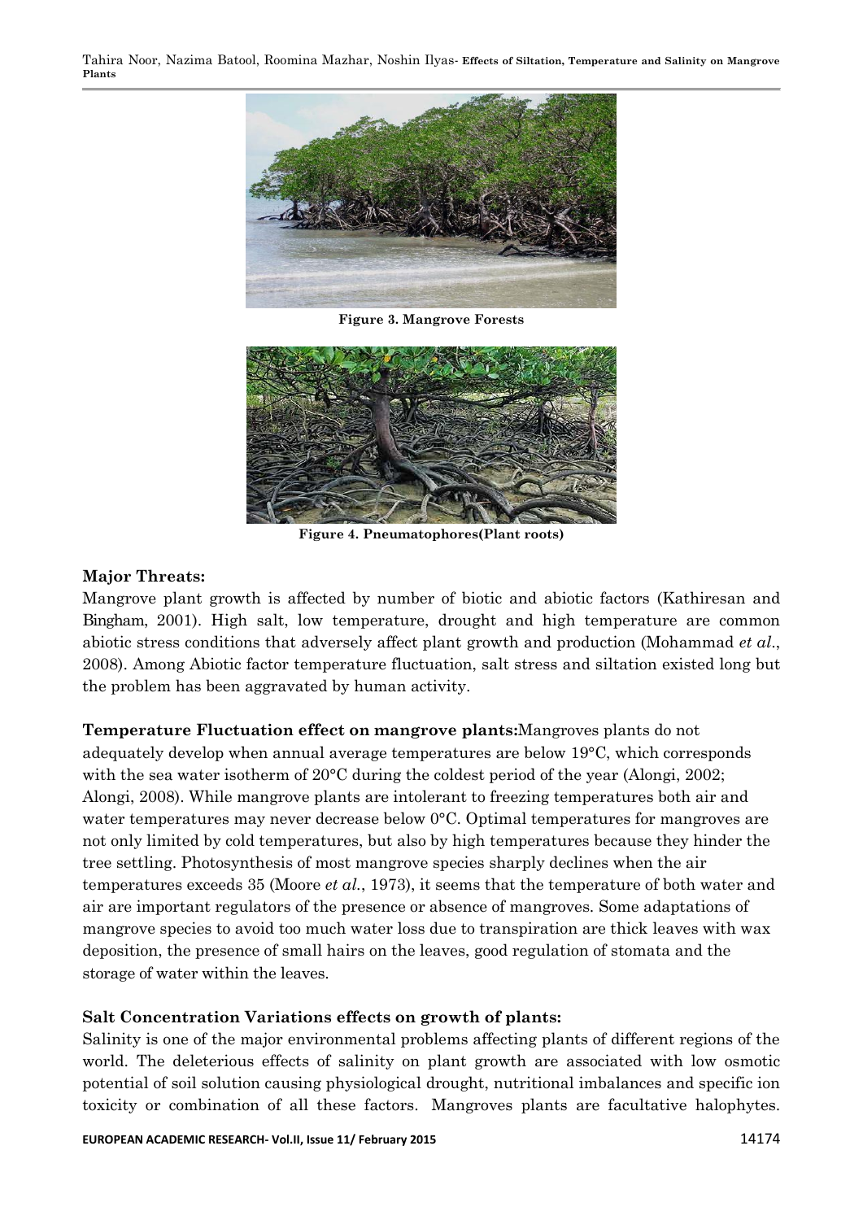Figure 3. Mangrove Forests

Figure 4. Pneumatophores(Plant roots)

**Major Threats:**

Mangrove plant growth is affected by number of biotic and abiotic factors (Kathiresan and Bingham, 2001). High salt, low temperature, drought and high temperature are common abiotic stress conditions that adversely affect plant growth and production (Mohammad *et al*., 2008). Among Abiotic factor temperature fluctuation, salt stress and siltation existed long but the problem has been aggravated by human activity.

**Temperature Fluctuation effect on mangrove plants:**Mangroves plants do not adequately develop when annual average temperatures are below 19°C, which corresponds with the sea water isotherm of 20°C during the coldest period of the year (Alongi, 2002; Alongi, 2008). While mangrove plants are intolerant to freezing temperatures both air and water temperatures may never decrease below 0°C. Optimal temperatures for mangroves are not only limited by cold temperatures, but also by high temperatures because they hinder the tree settling. Photosynthesis of most mangrove species sharply declines when the air temperatures exceeds 35 (Moore *et al.*, 1973), it seems that the temperature of both water and air are important regulators of the presence or absence of mangroves. Some adaptations of mangrove species to avoid too much water loss due to transpiration are thick leaves with wax deposition, the presence of small hairs on the leaves, good regulation of stomata and the storage of water within the leaves.

**Salt Concentration Variations effects on growth of plants:**

Salinity is one of the major environmental problems affecting plants of different regions of the world. The deleterious effects of salinity on plant growth are associated with low osmotic potential of soil solution causing physiological drought, nutritional imbalances and specific ion toxicity or combination of all these factors. Mangroves plants are facultative halophytes.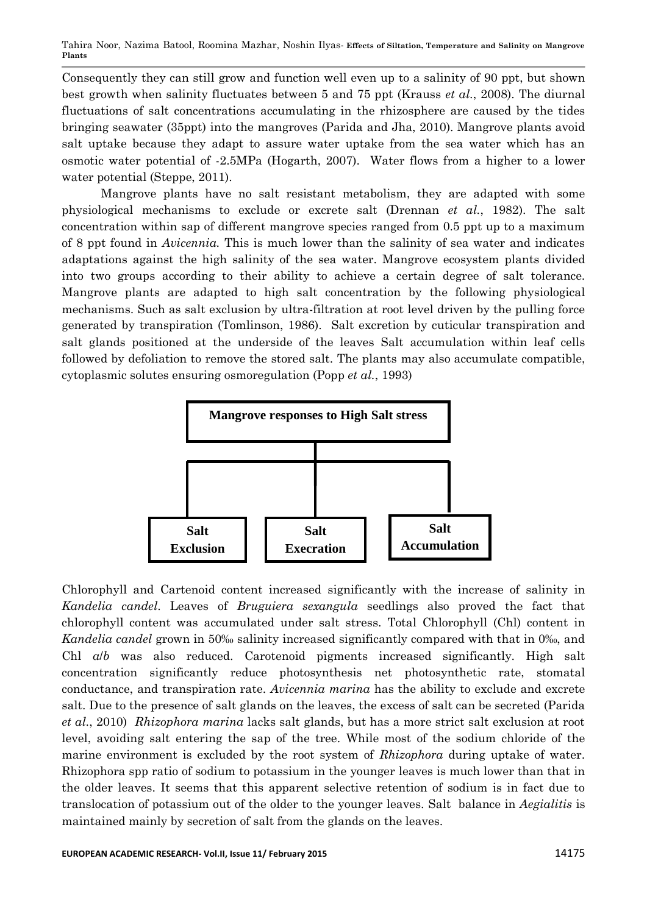Consequently they can still grow and function well even up to a salinity of 90 ppt, but shown best growth when salinity fluctuates between 5 and 75 ppt (Krauss *et al.*, 2008). The diurnal fluctuations of salt concentrations accumulating in the rhizosphere are caused by the tides bringing seawater (35ppt) into the mangroves (Parida and Jha, 2010). Mangrove plants avoid salt uptake because they adapt to assure water uptake from the sea water which has an osmotic water potential of -2.5MPa (Hogarth, 2007). Water flows from a higher to a lower water potential (Steppe, 2011).

Mangrove plants have no salt resistant metabolism, they are adapted with some physiological mechanisms to exclude or excrete salt (Drennan *et al.*, 1982). The salt concentration within sap of different mangrove species ranged from 0.5 ppt up to a maximum of 8 ppt found in *Avicennia.* This is much lower than the salinity of sea water and indicates adaptations against the high salinity of the sea water. Mangrove ecosystem plants divided into two groups according to their ability to achieve a certain degree of salt tolerance. Mangrove plants are adapted to high salt concentration by the following physiological mechanisms. Such as salt exclusion by ultra-filtration at root level driven by the pulling force generated by transpiration (Tomlinson, 1986). Salt excretion by cuticular transpiration and salt glands positioned at the underside of the leaves Salt accumulation within leaf cells followed by defoliation to remove the stored salt. The plants may also accumulate compatible, cytoplasmic solutes ensuring osmoregulation (Popp *et al.*, 1993)

**Mangrove responses to High Salt stress**

**Salt Exclusion**

**Salt Execration**

**Salt Accumulation**

Chlorophyll and Cartenoid content increased significantly with the increase of salinity in *Kandelia candel*. Leaves of *Bruguiera sexangula* seedlings also proved the fact that chlorophyll content was accumulated under salt stress. Total Chlorophyll (Chl) content in *Kandelia candel* grown in 50‰ salinity increased significantly compared with that in 0‰, and Chl *a*/*b* was also reduced. Carotenoid pigments increased significantly. High salt concentration significantly reduce photosynthesis net photosynthetic rate, stomatal conductance, and transpiration rate. *Avicennia marina* has the ability to exclude and excrete salt. Due to the presence of salt glands on the leaves, the excess of salt can be secreted (Parida *et al.*, 2010) *Rhizophora marina* lacks salt glands, but has a more strict salt exclusion at root level, avoiding salt entering the sap of the tree. While most of the sodium chloride of the marine environment is excluded by the root system of *Rhizophora* during uptake of water. Rhizophora spp ratio of sodium to potassium in the younger leaves is much lower than that in the older leaves. It seems that this apparent selective retention of sodium is in fact due to translocation of potassium out of the older to the younger leaves. Salt balance in *Aegialitis* is maintained mainly by secretion of salt from the glands on the leaves.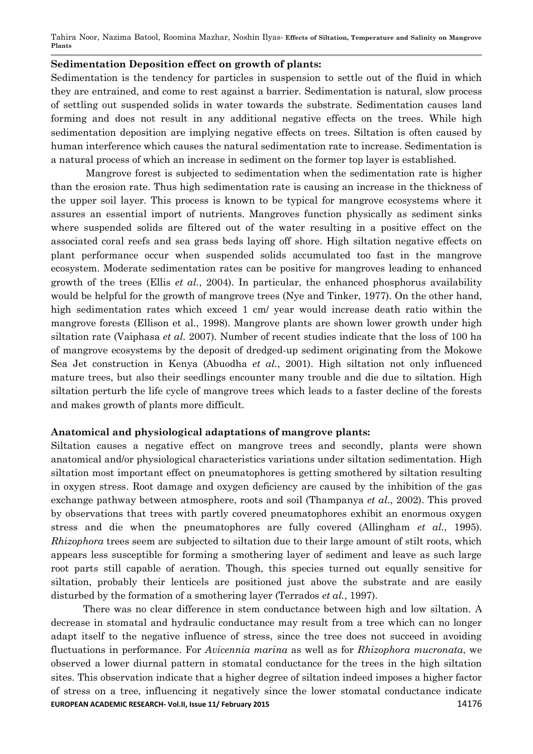**Sedimentation Deposition effect on growth of plants:**

Sedimentation is the tendency for particles in suspension to settle out of the fluid in which they are entrained, and come to rest against a barrier. Sedimentation is natural, slow process of settling out suspended solids in water towards the substrate. Sedimentation causes land forming and does not result in any additional negative effects on the trees. While high sedimentation deposition are implying negative effects on trees. Siltation is often caused by human interference which causes the natural sedimentation rate to increase. Sedimentation is a natural process of which an increase in sediment on the former top layer is established.

Mangrove forest is subjected to sedimentation when the sedimentation rate is higher than the erosion rate. Thus high sedimentation rate is causing an increase in the thickness of the upper soil layer. This process is known to be typical for mangrove ecosystems where it assures an essential import of nutrients. Mangroves function physically as sediment sinks where suspended solids are filtered out of the water resulting in a positive effect on the associated coral reefs and sea grass beds laying off shore. High siltation negative effects on plant performance occur when suspended solids accumulated too fast in the mangrove ecosystem. Moderate sedimentation rates can be positive for mangroves leading to enhanced growth of the trees (Ellis *et al.*, 2004). In particular, the enhanced phosphorus availability would be helpful for the growth of mangrove trees (Nye and Tinker, 1977). On the other hand, high sedimentation rates which exceed 1 cm/ year would increase death ratio within the mangrove forests (Ellison et al., 1998). Mangrove plants are shown lower growth under high siltation rate (Vaiphasa *et al.* 2007). Number of recent studies indicate that the loss of 100 ha of mangrove ecosystems by the deposit of dredged-up sediment originating from the Mokowe Sea Jet construction in Kenya (Abuodha *et al.*, 2001). High siltation not only influenced mature trees, but also their seedlings encounter many trouble and die due to siltation. High siltation perturb the life cycle of mangrove trees which leads to a faster decline of the forests and makes growth of plants more difficult.

**Anatomical and physiological adaptations of mangrove plants:**

Siltation causes a negative effect on mangrove trees and secondly, plants were shown anatomical and/or physiological characteristics variations under siltation sedimentation. High siltation most important effect on pneumatophores is getting smothered by siltation resulting in oxygen stress. Root damage and oxygen deficiency are caused by the inhibition of the gas exchange pathway between atmosphere, roots and soil (Thampanya *et al.*, 2002). This proved by observations that trees with partly covered pneumatophores exhibit an enormous oxygen stress and die when the pneumatophores are fully covered (Allingham *et al.*, 1995). *Rhizophora* trees seem are subjected to siltation due to their large amount of stilt roots, which appears less susceptible for forming a smothering layer of sediment and leave as such large root parts still capable of aeration. Though, this species turned out equally sensitive for siltation, probably their lenticels are positioned just above the substrate and are easily disturbed by the formation of a smothering layer (Terrados *et al.*, 1997).

There was no clear difference in stem conductance between high and low siltation. A decrease in stomatal and hydraulic conductance may result from a tree which can no longer adapt itself to the negative influence of stress, since the tree does not succeed in avoiding fluctuations in performance. For *Avicennia marina* as well as for *Rhizophora mucronata*, we observed a lower diurnal pattern in stomatal conductance for the trees in the high siltation sites. This observation indicate that a higher degree of siltation indeed imposes a higher factor of stress on a tree, influencing it negatively since the lower stomatal conductance indicate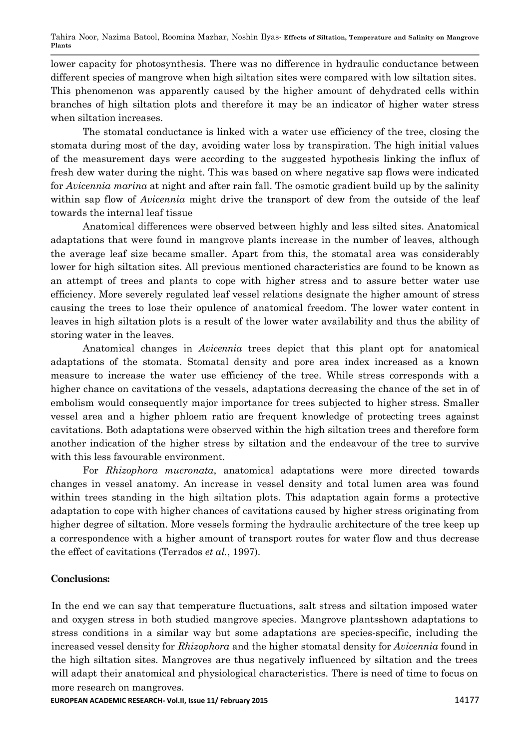lower capacity for photosynthesis. There was no difference in hydraulic conductance between different species of mangrove when high siltation sites were compared with low siltation sites. This phenomenon was apparently caused by the higher amount of dehydrated cells within branches of high siltation plots and therefore it may be an indicator of higher water stress when siltation increases.

The stomatal conductance is linked with a water use efficiency of the tree, closing the stomata during most of the day, avoiding water loss by transpiration. The high initial values of the measurement days were according to the suggested hypothesis linking the influx of fresh dew water during the night. This was based on where negative sap flows were indicated for *Avicennia marina* at night and after rain fall. The osmotic gradient build up by the salinity within sap flow of *Avicennia* might drive the transport of dew from the outside of the leaf towards the internal leaf tissue

Anatomical differences were observed between highly and less silted sites. Anatomical adaptations that were found in mangrove plants increase in the number of leaves, although the average leaf size became smaller. Apart from this, the stomatal area was considerably lower for high siltation sites. All previous mentioned characteristics are found to be known as an attempt of trees and plants to cope with higher stress and to assure better water use efficiency. More severely regulated leaf vessel relations designate the higher amount of stress causing the trees to lose their opulence of anatomical freedom. The lower water content in leaves in high siltation plots is a result of the lower water availability and thus the ability of storing water in the leaves.

Anatomical changes in *Avicennia* trees depict that this plant opt for anatomical adaptations of the stomata. Stomatal density and pore area index increased as a known measure to increase the water use efficiency of the tree. While stress corresponds with a higher chance on cavitations of the vessels, adaptations decreasing the chance of the set in of embolism would consequently major importance for trees subjected to higher stress. Smaller vessel area and a higher phloem ratio are frequent knowledge of protecting trees against cavitations. Both adaptations were observed within the high siltation trees and therefore form another indication of the higher stress by siltation and the endeavour of the tree to survive with this less favourable environment.

For *Rhizophora mucronata*, anatomical adaptations were more directed towards changes in vessel anatomy. An increase in vessel density and total lumen area was found within trees standing in the high siltation plots. This adaptation again forms a protective adaptation to cope with higher chances of cavitations caused by higher stress originating from higher degree of siltation. More vessels forming the hydraulic architecture of the tree keep up a correspondence with a higher amount of transport routes for water flow and thus decrease the effect of cavitations (Terrados *et al.*, 1997).

**Conclusions:**

In the end we can say that temperature fluctuations, salt stress and siltation imposed water and oxygen stress in both studied mangrove species. Mangrove plantsshown adaptations to stress conditions in a similar way but some adaptations are species-specific, including the increased vessel density for *Rhizophora* and the higher stomatal density for *Avicennia* found in the high siltation sites. Mangroves are thus negatively influenced by siltation and the trees will adapt their anatomical and physiological characteristics. There is need of time to focus on more research on mangroves.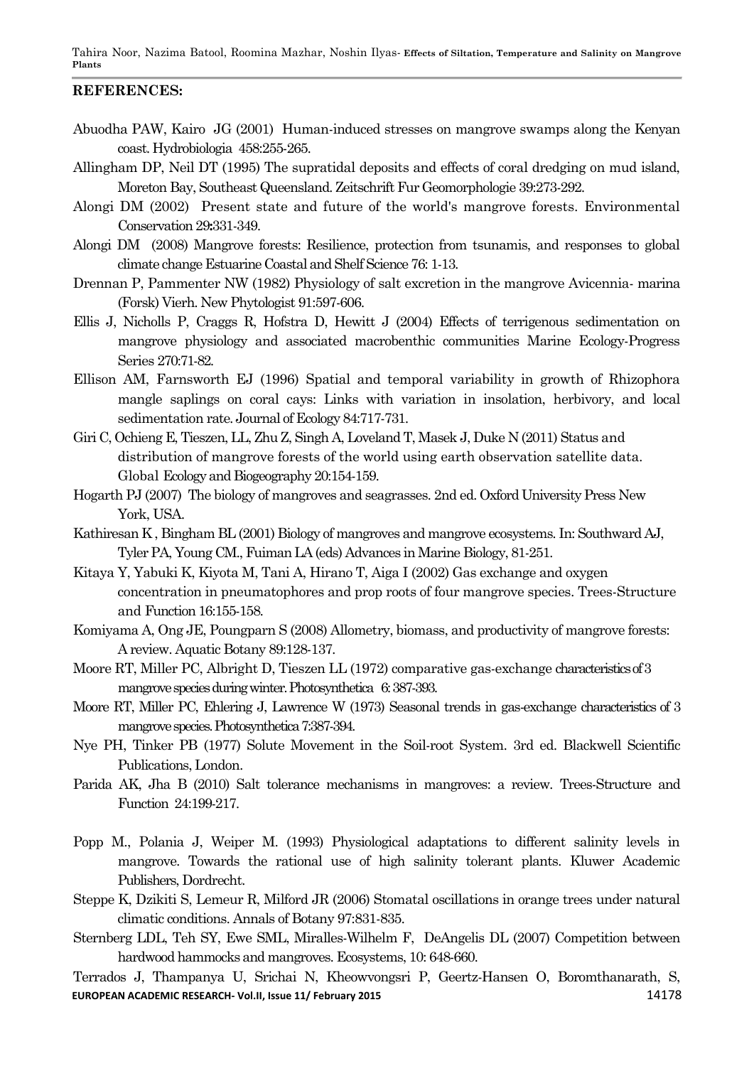## REFERENCES:

Abuodha PAW, Kairo JG (2001) Human-induced stresses on mangrove swamps along the Kenyan coast. Hydrobiologia 458:255-265.

Allingham DP, Neil DT (1995) The supratidal deposits and effects of coral dredging on mud island, Moreton Bay, Southeast Queensland. Zeitschrift Fur Geomorphologie 39:273-292.

Alongi DM (2002) Present state and future of the world's mangrove forests. Environmental Conservation 29:331-349.

Alongi DM (2008) Mangrove forests: Resilience, protection from tsunamis, and responses to global climate change Estuarine Coastal and Shelf Science 76: 1-13.

Drennan P, Pammenter NW (1982) Physiology of salt excretion in the mangrove Avicennia- marina (Forsk) Vierh. New Phytologist 91:597-606.

Ellis J, Nicholls P, Craggs R, Hofstra D, Hewitt J (2004) Effects of terrigenous sedimentation on mangrove physiology and associated macrobenthic communities Marine Ecology-Progress Series 270:71-82.

Ellison AM, Farnsworth EJ (1996) Spatial and temporal variability in growth of Rhizophora mangle saplings on coral cays: Links with variation in insolation, herbivory, and local sedimentation rate. Journal of Ecology 84:717-731.

Giri C, Ochieng E, Tieszen, LL, Zhu Z, Singh A, Loveland T, Masek J, Duke N (2011) Status and distribution of mangrove forests of the world using earth observation satellite data. Global Ecology and Biogeography 20:154-159.

Hogarth PJ (2007) The biology of mangroves and seagrasses. 2nd ed. Oxford University Press New York, USA.

Kathiresan K , Bingham BL (2001) Biology of mangroves and mangrove ecosystems. In: Southward AJ, Tyler PA, Young CM., Fuiman LA (eds) Advances in Marine Biology, 81-251.

Kitaya Y, Yabuki K, Kiyota M, Tani A, Hirano T, Aiga I (2002) Gas exchange and oxygen concentration in pneumatophores and prop roots of four mangrove species. Trees-Structure and Function 16:155-158.

Komiyama A, Ong JE, Poungparn S (2008) Allometry, biomass, and productivity of mangrove forests: A review. Aquatic Botany 89:128-137.

Moore RT, Miller PC, Albright D, Tieszen LL (1972) comparative gas-exchange characteristics of 3 mangrove species during winter. Photosynthetica 6: 387-393.

Moore RT, Miller PC, Ehlering J, Lawrence W (1973) Seasonal trends in gas-exchange characteristics of 3 mangrove species. Photosynthetica 7:387-394.

Nye PH, Tinker PB (1977) Solute Movement in the Soil-root System. 3rd ed. Blackwell Scientific Publications, London.

Parida AK, Jha B (2010) Salt tolerance mechanisms in mangroves: a review. Trees-Structure and Function 24:199-217.

Popp M., Polania J, Weiper M. (1993) Physiological adaptations to different salinity levels in mangrove. Towards the rational use of high salinity tolerant plants. Kluwer Academic Publishers, Dordrecht.

Steppe K, Dzikiti S, Lemeur R, Milford JR (2006) Stomatal oscillations in orange trees under natural climatic conditions. Annals of Botany 97:831-835.

Sternberg LDL, Teh SY, Ewe SML, Miralles-Wilhelm F, DeAngelis DL (2007) Competition between hardwood hammocks and mangroves. Ecosystems, 10: 648-660.

Terrados J, Thampanya U, Srichai N, Kheowvongsri P, Geertz-Hansen O, Boromthanarath, S,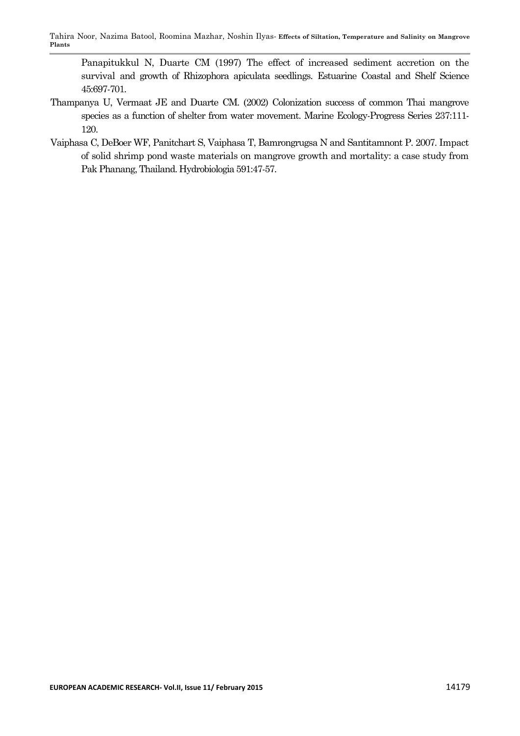Panapitukkul N, Duarte CM (1997) The effect of increased sediment accretion on the survival and growth of Rhizophora apiculata seedlings. Estuarine Coastal and Shelf Science 45:697-701.

Thampanya U, Vermaat JE and Duarte CM. (2002) Colonization success of common Thai mangrove species as a function of shelter from water movement. Marine Ecology-Progress Series 237:111-120.

Vaiphasa C, DeBoer WF, Panitchart S, Vaiphasa T, Bamrongrugsa N and Santitamnont P. 2007. Impact of solid shrimp pond waste materials on mangrove growth and mortality: a case study from Pak Phanang, Thailand. Hydrobiologia 591:47-57.